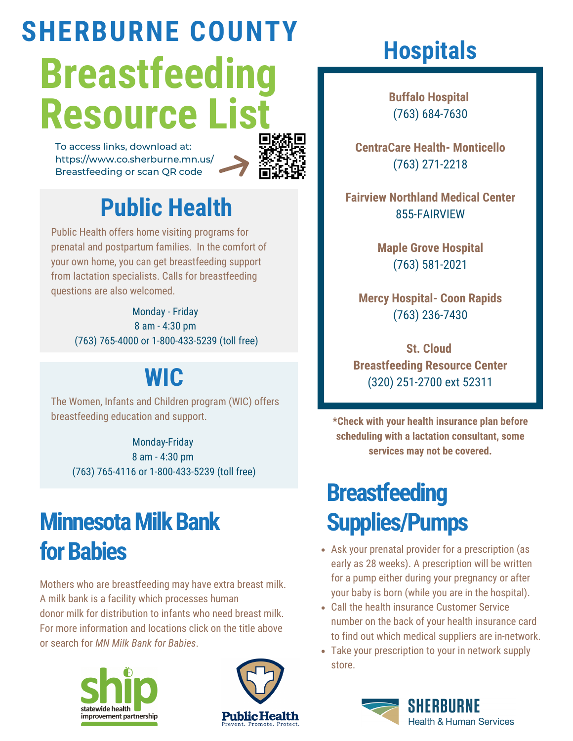# SHERBURNE COUNTY

# Breastfeeding Resource List

To access links, download at: https://www.co.sherburne.mn.us/Breastfeeding or scan QR code

## Public Health

Public Health offers home visiting programs for prenatal and postpartum families. In the comfort of your own home, you can get breastfeeding support from lactation specialists. Calls for breastfeeding questions are also welcomed.

Monday - Friday
8 am - 4:30 pm
(763) 765-4000 or 1-800-433-5239 (toll free)

## WIC

The Women, Infants and Children program (WIC) offers breastfeeding education and support.

Monday-Friday
8 am - 4:30 pm
(763) 765-4116 or 1-800-433-5239 (toll free)

## Minnesota Milk Bank for Babies

Mothers who are breastfeeding may have extra breast milk. A milk bank is a facility which processes human donor milk for distribution to infants who need breast milk. For more information and locations click on the title above or search for *MN Milk Bank for Babies*.

## Hospitals

**Buffalo Hospital**
(763) 684-7630

**CentraCare Health- Monticello**
(763) 271-2218

**Fairview Northland Medical Center**
855-FAIRVIEW

**Maple Grove Hospital**
(763) 581-2021

**Mercy Hospital- Coon Rapids**
(763) 236-7430

**St. Cloud Breastfeeding Resource Center**
(320) 251-2700 ext 52311

**\*Check with your health insurance plan before scheduling with a lactation consultant, some services may not be covered.**

## Breastfeeding Supplies/Pumps

- Ask your prenatal provider for a prescription (as early as 28 weeks). A prescription will be written for a pump either during your pregnancy or after your baby is born (while you are in the hospital).
- Call the health insurance Customer Service number on the back of your health insurance card to find out which medical suppliers are in-network.
- Take your prescription to your in network supply store.

ship statewide health improvement partnership

Public Health Prevent. Promote. Protect.

SHERBURNE Health & Human Services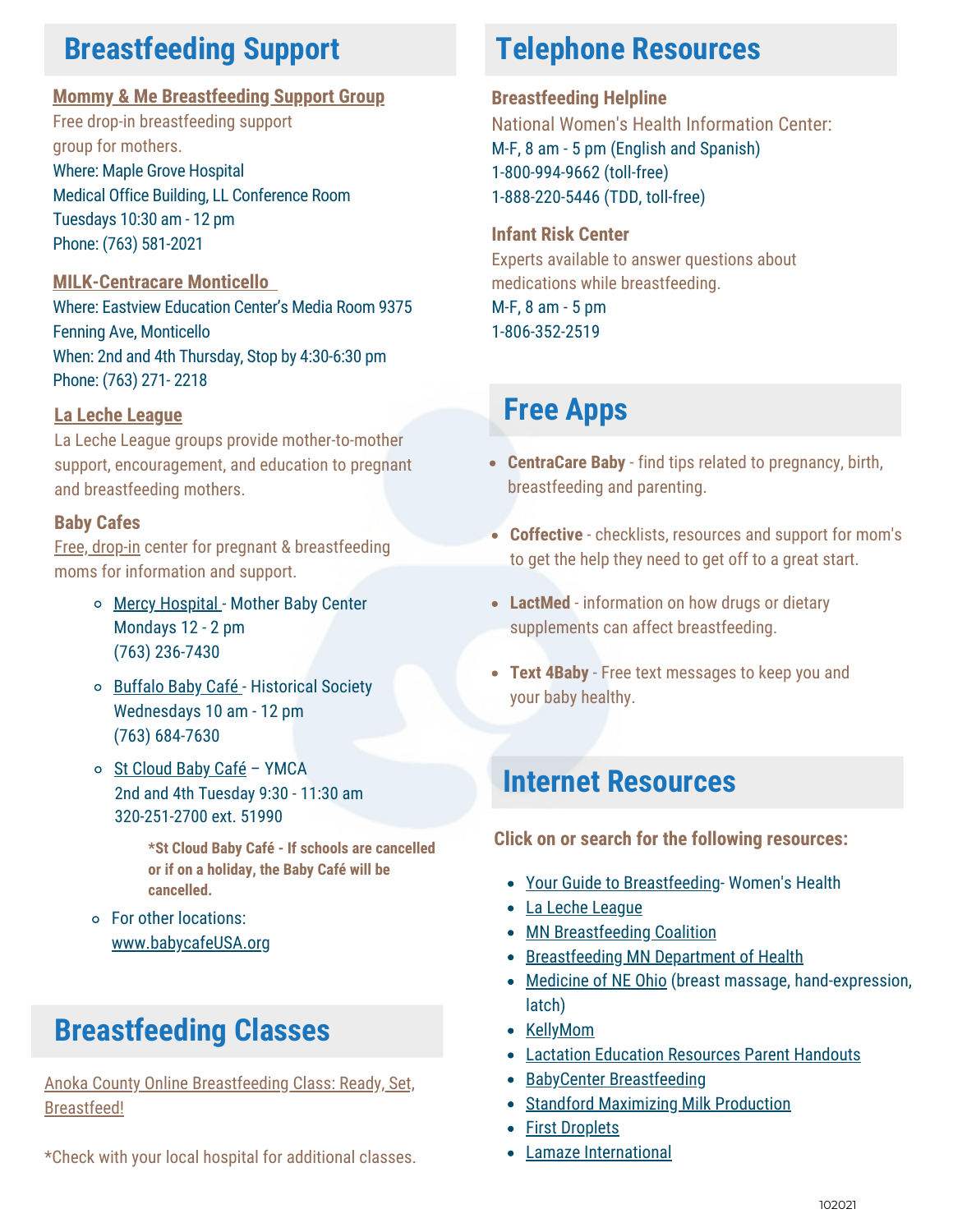## Breastfeeding Support

### Mommy & Me Breastfeeding Support Group

Free drop-in breastfeeding support group for mothers.
Where: Maple Grove Hospital
Medical Office Building, LL Conference Room
Tuesdays 10:30 am - 12 pm
Phone: (763) 581-2021

### MILK-Centracare Monticello

Where: Eastview Education Center's Media Room 9375 Fenning Ave, Monticello
When: 2nd and 4th Thursday, Stop by 4:30-6:30 pm
Phone: (763) 271- 2218

### La Leche League

La Leche League groups provide mother-to-mother support, encouragement, and education to pregnant and breastfeeding mothers.

### Baby Cafes

Free, drop-in center for pregnant & breastfeeding moms for information and support.

- Mercy Hospital - Mother Baby Center
  Mondays 12 - 2 pm
  (763) 236-7430
- Buffalo Baby Café - Historical Society
  Wednesdays 10 am - 12 pm
  (763) 684-7630
- St Cloud Baby Café – YMCA
  2nd and 4th Tuesday 9:30 - 11:30 am
  320-251-2700 ext. 51990

  **\*St Cloud Baby Café - If schools are cancelled or if on a holiday, the Baby Café will be cancelled.**
- For other locations:
  www.babycafeUSA.org

## Breastfeeding Classes

Anoka County Online Breastfeeding Class: Ready, Set, Breastfeed!

\*Check with your local hospital for additional classes.

## Telephone Resources

### Breastfeeding Helpline

National Women's Health Information Center:
M-F, 8 am - 5 pm (English and Spanish)
1-800-994-9662 (toll-free)
1-888-220-5446 (TDD, toll-free)

### Infant Risk Center

Experts available to answer questions about medications while breastfeeding.
M-F, 8 am - 5 pm
1-806-352-2519

## Free Apps

- **CentraCare Baby** - find tips related to pregnancy, birth, breastfeeding and parenting.
- **Coffective** - checklists, resources and support for mom's to get the help they need to get off to a great start.
- **LactMed** - information on how drugs or dietary supplements can affect breastfeeding.
- **Text 4Baby** - Free text messages to keep you and your baby healthy.

## Internet Resources

**Click on or search for the following resources:**

- Your Guide to Breastfeeding- Women's Health
- La Leche League
- MN Breastfeeding Coalition
- Breastfeeding MN Department of Health
- Medicine of NE Ohio (breast massage, hand-expression, latch)
- KellyMom
- Lactation Education Resources Parent Handouts
- BabyCenter Breastfeeding
- Standford Maximizing Milk Production
- First Droplets
- Lamaze International

102021